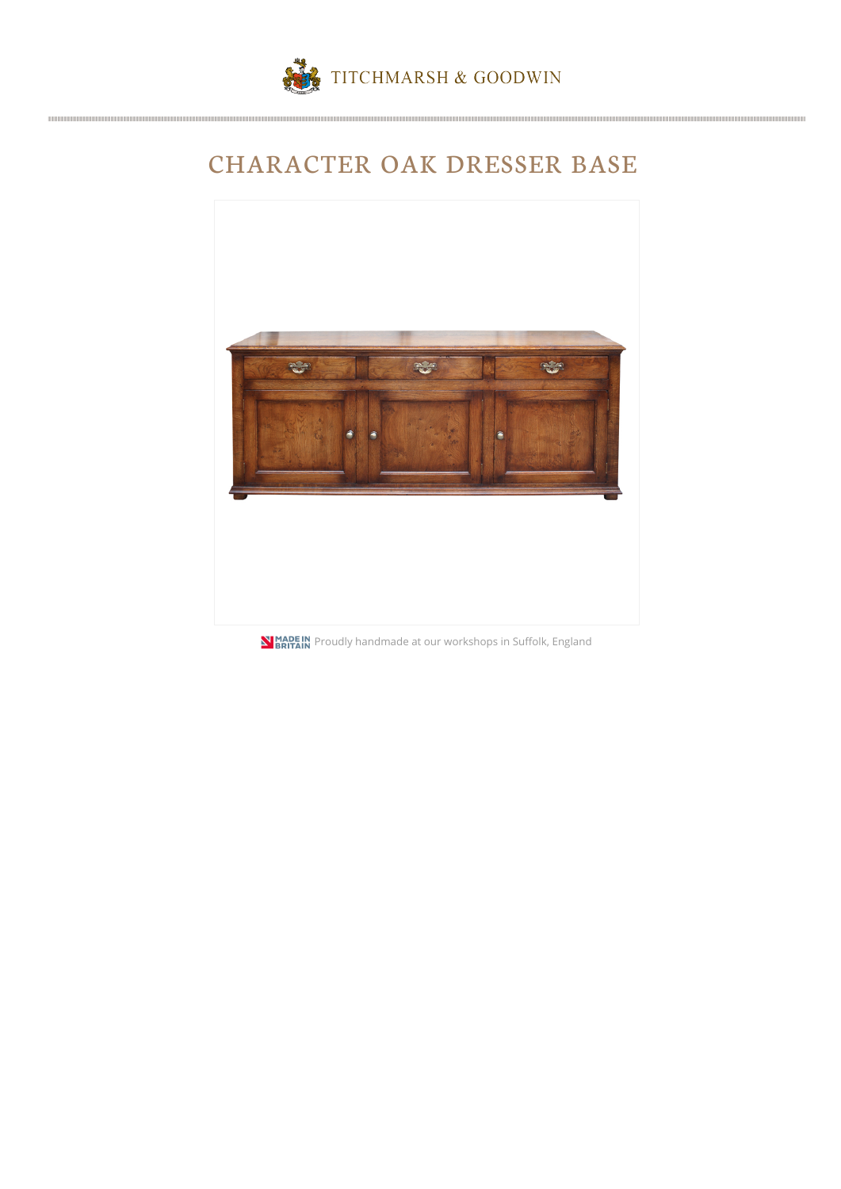TITCHMARSH & GOODWIN

# CHARACTER OAK DRESSER BASE

MADE IN BRITAIN Proudly handmade at our workshops in Suffolk, England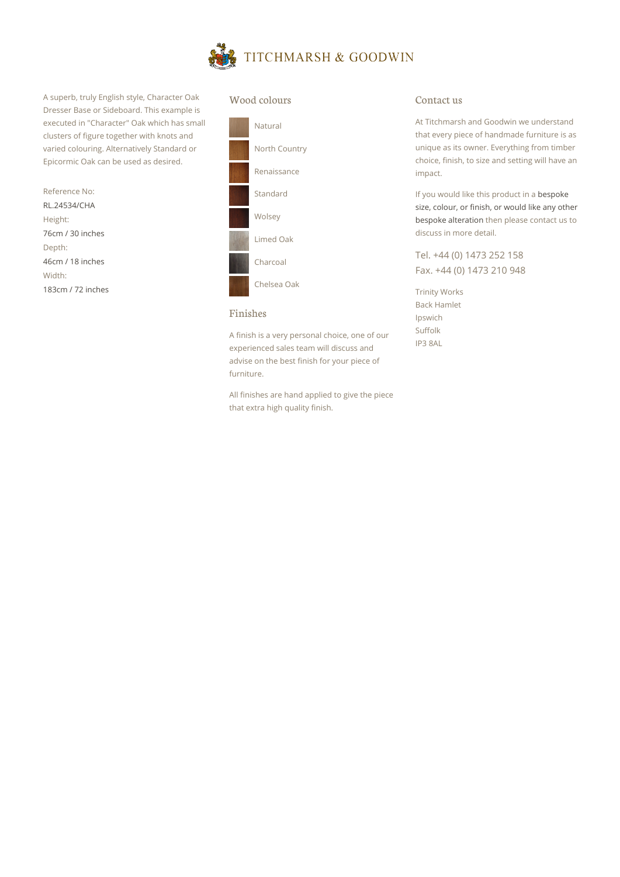TITCHMARSH & GOODWIN

A superb, truly English style, Character Oak Dresser Base or Sideboard. This example is executed in "Character" Oak which has small clusters of figure together with knots and varied colouring. Alternatively Standard or Epicormic Oak can be used as desired.

Reference No:
RL.24534/CHA
Height:
76cm / 30 inches
Depth:
46cm / 18 inches
Width:
183cm / 72 inches

## Wood colours

- Natural
- North Country
- Renaissance
- Standard
- Wolsey
- Limed Oak
- Charcoal
- Chelsea Oak

## Finishes

A finish is a very personal choice, one of our experienced sales team will discuss and advise on the best finish for your piece of furniture.

All finishes are hand applied to give the piece that extra high quality finish.

## Contact us

At Titchmarsh and Goodwin we understand that every piece of handmade furniture is as unique as its owner. Everything from timber choice, finish, to size and setting will have an impact.

If you would like this product in a bespoke size, colour, or finish, or would like any other bespoke alteration then please contact us to discuss in more detail.

Tel. +44 (0) 1473 252 158
Fax. +44 (0) 1473 210 948

Trinity Works
Back Hamlet
Ipswich
Suffolk
IP3 8AL